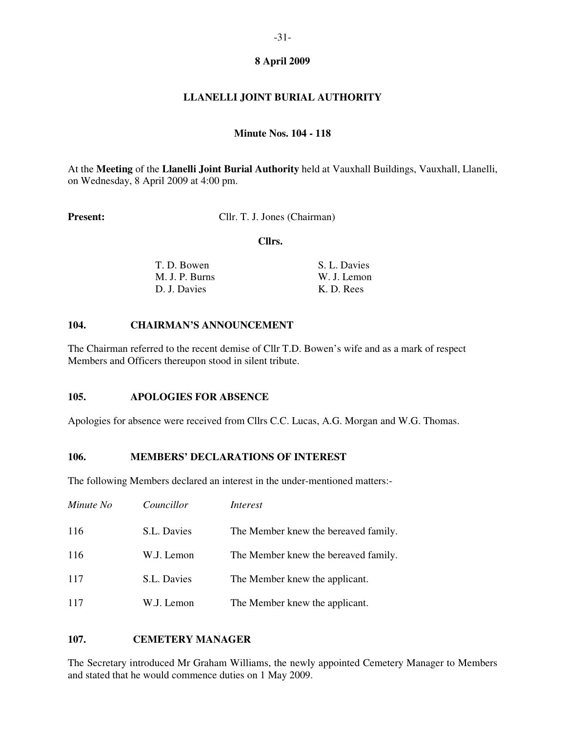**8 April 2009**

# LLANELLI JOINT BURIAL AUTHORITY

**Minute Nos. 104 - 118**

At the **Meeting** of the **Llanelli Joint Burial Authority** held at Vauxhall Buildings, Vauxhall, Llanelli, on Wednesday, 8 April 2009 at 4:00 pm.

**Present:** Cllr. T. J. Jones (Chairman)

**Cllrs.**

T. D. Bowen
M. J. P. Burns
D. J. Davies
S. L. Davies
W. J. Lemon
K. D. Rees

## 104. CHAIRMAN'S ANNOUNCEMENT

The Chairman referred to the recent demise of Cllr T.D. Bowen's wife and as a mark of respect Members and Officers thereupon stood in silent tribute.

## 105. APOLOGIES FOR ABSENCE

Apologies for absence were received from Cllrs C.C. Lucas, A.G. Morgan and W.G. Thomas.

## 106. MEMBERS' DECLARATIONS OF INTEREST

The following Members declared an interest in the under-mentioned matters:-

| *Minute No* | *Councillor* | *Interest* |
| --- | --- | --- |
| 116 | S.L. Davies | The Member knew the bereaved family. |
| 116 | W.J. Lemon | The Member knew the bereaved family. |
| 117 | S.L. Davies | The Member knew the applicant. |
| 117 | W.J. Lemon | The Member knew the applicant. |

## 107. CEMETERY MANAGER

The Secretary introduced Mr Graham Williams, the newly appointed Cemetery Manager to Members and stated that he would commence duties on 1 May 2009.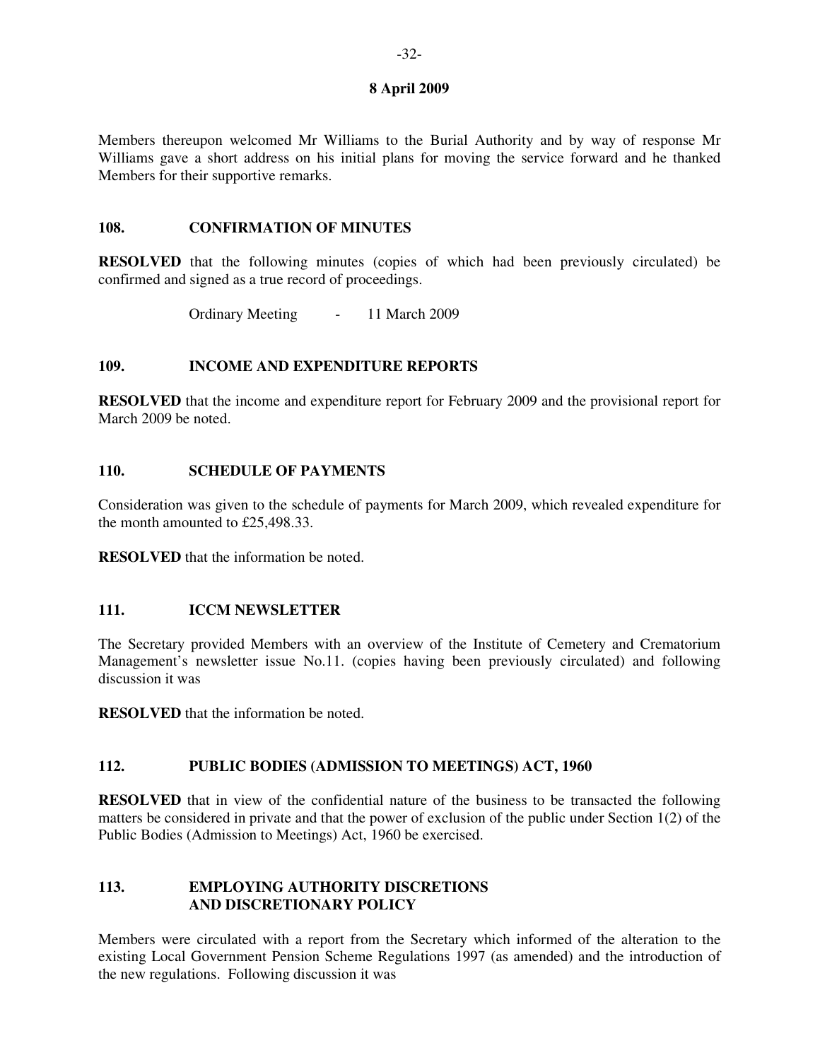**8 April 2009**

Members thereupon welcomed Mr Williams to the Burial Authority and by way of response Mr Williams gave a short address on his initial plans for moving the service forward and he thanked Members for their supportive remarks.

## 108. CONFIRMATION OF MINUTES

**RESOLVED** that the following minutes (copies of which had been previously circulated) be confirmed and signed as a true record of proceedings.

Ordinary Meeting - 11 March 2009

## 109. INCOME AND EXPENDITURE REPORTS

**RESOLVED** that the income and expenditure report for February 2009 and the provisional report for March 2009 be noted.

## 110. SCHEDULE OF PAYMENTS

Consideration was given to the schedule of payments for March 2009, which revealed expenditure for the month amounted to £25,498.33.

**RESOLVED** that the information be noted.

## 111. ICCM NEWSLETTER

The Secretary provided Members with an overview of the Institute of Cemetery and Crematorium Management's newsletter issue No.11. (copies having been previously circulated) and following discussion it was

**RESOLVED** that the information be noted.

## 112. PUBLIC BODIES (ADMISSION TO MEETINGS) ACT, 1960

**RESOLVED** that in view of the confidential nature of the business to be transacted the following matters be considered in private and that the power of exclusion of the public under Section 1(2) of the Public Bodies (Admission to Meetings) Act, 1960 be exercised.

## 113. EMPLOYING AUTHORITY DISCRETIONS AND DISCRETIONARY POLICY

Members were circulated with a report from the Secretary which informed of the alteration to the existing Local Government Pension Scheme Regulations 1997 (as amended) and the introduction of the new regulations. Following discussion it was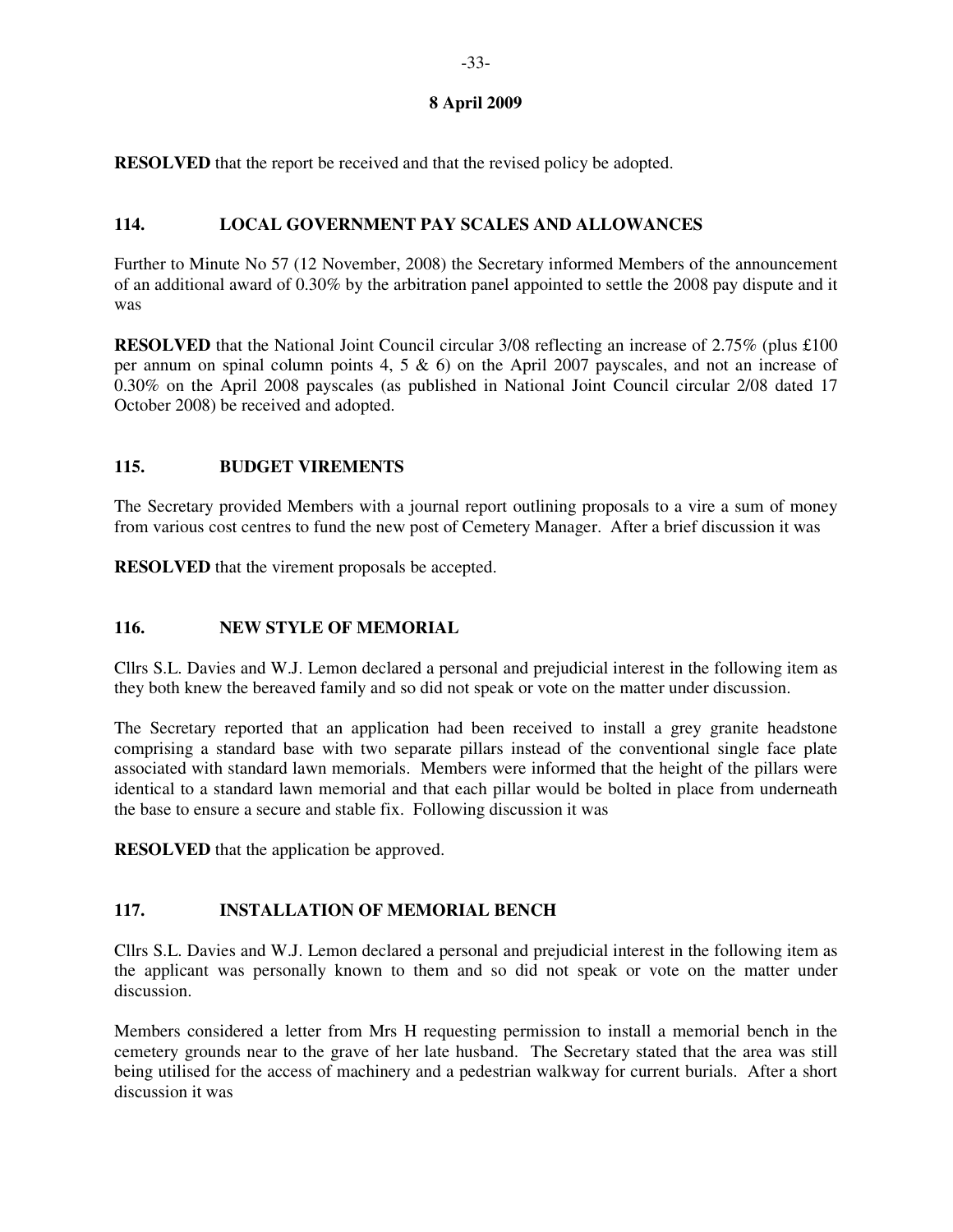**8 April 2009**

**RESOLVED** that the report be received and that the revised policy be adopted.

## 114. LOCAL GOVERNMENT PAY SCALES AND ALLOWANCES

Further to Minute No 57 (12 November, 2008) the Secretary informed Members of the announcement of an additional award of 0.30% by the arbitration panel appointed to settle the 2008 pay dispute and it was

**RESOLVED** that the National Joint Council circular 3/08 reflecting an increase of 2.75% (plus £100 per annum on spinal column points 4, 5 & 6) on the April 2007 payscales, and not an increase of 0.30% on the April 2008 payscales (as published in National Joint Council circular 2/08 dated 17 October 2008) be received and adopted.

## 115. BUDGET VIREMENTS

The Secretary provided Members with a journal report outlining proposals to a vire a sum of money from various cost centres to fund the new post of Cemetery Manager. After a brief discussion it was

**RESOLVED** that the virement proposals be accepted.

## 116. NEW STYLE OF MEMORIAL

Cllrs S.L. Davies and W.J. Lemon declared a personal and prejudicial interest in the following item as they both knew the bereaved family and so did not speak or vote on the matter under discussion.

The Secretary reported that an application had been received to install a grey granite headstone comprising a standard base with two separate pillars instead of the conventional single face plate associated with standard lawn memorials. Members were informed that the height of the pillars were identical to a standard lawn memorial and that each pillar would be bolted in place from underneath the base to ensure a secure and stable fix. Following discussion it was

**RESOLVED** that the application be approved.

## 117. INSTALLATION OF MEMORIAL BENCH

Cllrs S.L. Davies and W.J. Lemon declared a personal and prejudicial interest in the following item as the applicant was personally known to them and so did not speak or vote on the matter under discussion.

Members considered a letter from Mrs H requesting permission to install a memorial bench in the cemetery grounds near to the grave of her late husband. The Secretary stated that the area was still being utilised for the access of machinery and a pedestrian walkway for current burials. After a short discussion it was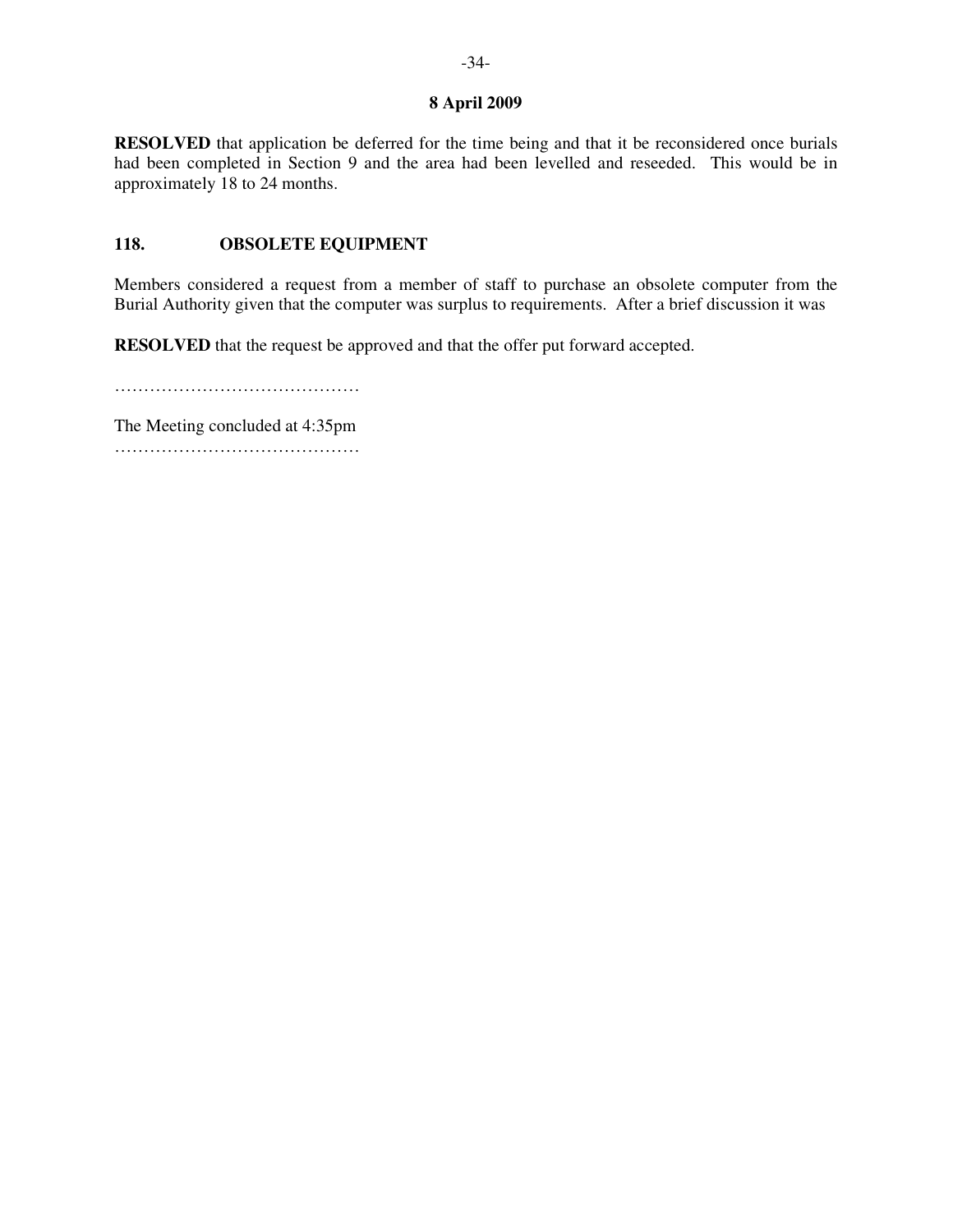**RESOLVED** that application be deferred for the time being and that it be reconsidered once burials had been completed in Section 9 and the area had been levelled and reseeded. This would be in approximately 18 to 24 months.

## 118. OBSOLETE EQUIPMENT

Members considered a request from a member of staff to purchase an obsolete computer from the Burial Authority given that the computer was surplus to requirements. After a brief discussion it was

**RESOLVED** that the request be approved and that the offer put forward accepted.

……………………………………

The Meeting concluded at 4:35pm

……………………………………